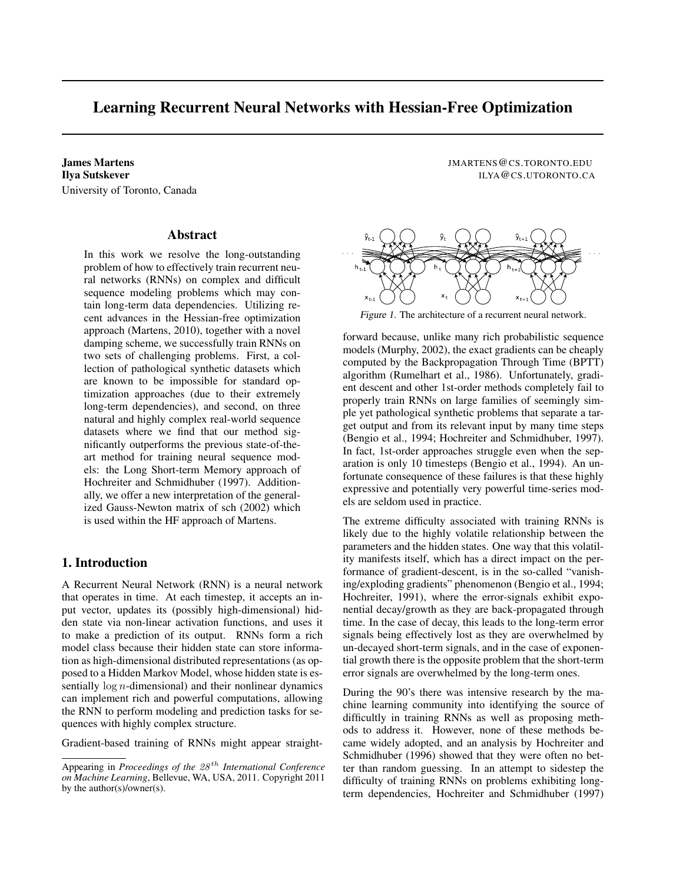# Learning Recurrent Neural Networks with Hessian-Free Optimization

**James Martens** JMARTENS@CS.TORONTO.EDU
**Ilya Sutskever** ILYA@CS.UTORONTO.CA
University of Toronto, Canada

## Abstract

In this work we resolve the long-outstanding problem of how to effectively train recurrent neural networks (RNNs) on complex and difficult sequence modeling problems which may contain long-term data dependencies. Utilizing recent advances in the Hessian-free optimization approach (Martens, 2010), together with a novel damping scheme, we successfully train RNNs on two sets of challenging problems. First, a collection of pathological synthetic datasets which are known to be impossible for standard optimization approaches (due to their extremely long-term dependencies), and second, on three natural and highly complex real-world sequence datasets where we find that our method significantly outperforms the previous state-of-the-art method for training neural sequence models: the Long Short-term Memory approach of Hochreiter and Schmidhuber (1997). Additionally, we offer a new interpretation of the generalized Gauss-Newton matrix of sch (2002) which is used within the HF approach of Martens.

## 1. Introduction

A Recurrent Neural Network (RNN) is a neural network that operates in time. At each timestep, it accepts an input vector, updates its (possibly high-dimensional) hidden state via non-linear activation functions, and uses it to make a prediction of its output. RNNs form a rich model class because their hidden state can store information as high-dimensional distributed representations (as opposed to a Hidden Markov Model, whose hidden state is essentially $\log n$-dimensional) and their nonlinear dynamics can implement rich and powerful computations, allowing the RNN to perform modeling and prediction tasks for sequences with highly complex structure.

Gradient-based training of RNNs might appear straightforward because, unlike many rich probabilistic sequence models (Murphy, 2002), the exact gradients can be cheaply computed by the Backpropagation Through Time (BPTT) algorithm (Rumelhart et al., 1986). Unfortunately, gradient descent and other 1st-order methods completely fail to properly train RNNs on large families of seemingly simple yet pathological synthetic problems that separate a target output and from its relevant input by many time steps (Bengio et al., 1994; Hochreiter and Schmidhuber, 1997). In fact, 1st-order approaches struggle even when the separation is only 10 timesteps (Bengio et al., 1994). An unfortunate consequence of these failures is that these highly expressive and potentially very powerful time-series models are seldom used in practice.

*Figure 1.* The architecture of a recurrent neural network.

The extreme difficulty associated with training RNNs is likely due to the highly volatile relationship between the parameters and the hidden states. One way that this volatility manifests itself, which has a direct impact on the performance of gradient-descent, is in the so-called "vanishing/exploding gradients" phenomenon (Bengio et al., 1994; Hochreiter, 1991), where the error-signals exhibit exponential decay/growth as they are back-propagated through time. In the case of decay, this leads to the long-term error signals being effectively lost as they are overwhelmed by un-decayed short-term signals, and in the case of exponential growth there is the opposite problem that the short-term error signals are overwhelmed by the long-term ones.

During the 90's there was intensive research by the machine learning community into identifying the source of difficultly in training RNNs as well as proposing methods to address it. However, none of these methods became widely adopted, and an analysis by Hochreiter and Schmidhuber (1996) showed that they were often no better than random guessing. In an attempt to sidestep the difficulty of training RNNs on problems exhibiting long-term dependencies, Hochreiter and Schmidhuber (1997)

Appearing in *Proceedings of the $28^{th}$ International Conference on Machine Learning*, Bellevue, WA, USA, 2011. Copyright 2011 by the author(s)/owner(s).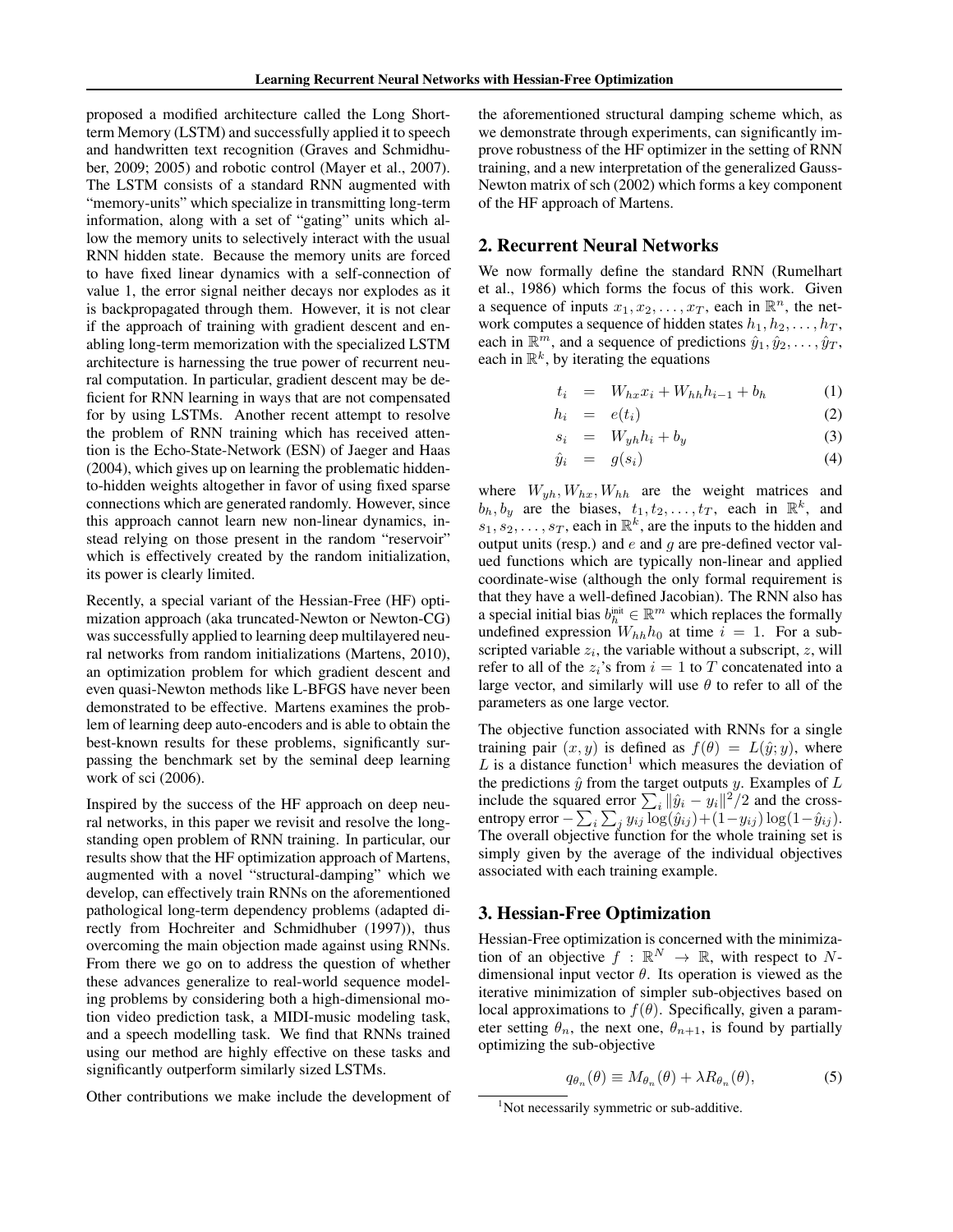proposed a modified architecture called the Long Short-term Memory (LSTM) and successfully applied it to speech and handwritten text recognition (Graves and Schmidhuber, 2009; 2005) and robotic control (Mayer et al., 2007). The LSTM consists of a standard RNN augmented with "memory-units" which specialize in transmitting long-term information, along with a set of "gating" units which allow the memory units to selectively interact with the usual RNN hidden state. Because the memory units are forced to have fixed linear dynamics with a self-connection of value 1, the error signal neither decays nor explodes as it is backpropagated through them. However, it is not clear if the approach of training with gradient descent and enabling long-term memorization with the specialized LSTM architecture is harnessing the true power of recurrent neural computation. In particular, gradient descent may be deficient for RNN learning in ways that are not compensated for by using LSTMs. Another recent attempt to resolve the problem of RNN training which has received attention is the Echo-State-Network (ESN) of Jaeger and Haas (2004), which gives up on learning the problematic hidden-to-hidden weights altogether in favor of using fixed sparse connections which are generated randomly. However, since this approach cannot learn new non-linear dynamics, instead relying on those present in the random "reservoir" which is effectively created by the random initialization, its power is clearly limited.

Recently, a special variant of the Hessian-Free (HF) optimization approach (aka truncated-Newton or Newton-CG) was successfully applied to learning deep multilayered neural networks from random initializations (Martens, 2010), an optimization problem for which gradient descent and even quasi-Newton methods like L-BFGS have never been demonstrated to be effective. Martens examines the problem of learning deep auto-encoders and is able to obtain the best-known results for these problems, significantly surpassing the benchmark set by the seminal deep learning work of sci (2006).

Inspired by the success of the HF approach on deep neural networks, in this paper we revisit and resolve the long-standing open problem of RNN training. In particular, our results show that the HF optimization approach of Martens, augmented with a novel "structural-damping" which we develop, can effectively train RNNs on the aforementioned pathological long-term dependency problems (adapted directly from Hochreiter and Schmidhuber (1997)), thus overcoming the main objection made against using RNNs. From there we go on to address the question of whether these advances generalize to real-world sequence modeling problems by considering both a high-dimensional motion video prediction task, a MIDI-music modeling task, and a speech modelling task. We find that RNNs trained using our method are highly effective on these tasks and significantly outperform similarly sized LSTMs.

Other contributions we make include the development of the aforementioned structural damping scheme which, as we demonstrate through experiments, can significantly improve robustness of the HF optimizer in the setting of RNN training, and a new interpretation of the generalized Gauss-Newton matrix of sch (2002) which forms a key component of the HF approach of Martens.

## 2. Recurrent Neural Networks

We now formally define the standard RNN (Rumelhart et al., 1986) which forms the focus of this work. Given a sequence of inputs $x_1, x_2, \ldots, x_T$, each in $\mathbb{R}^n$, the network computes a sequence of hidden states $h_1, h_2, \ldots, h_T$, each in $\mathbb{R}^m$, and a sequence of predictions $\hat{y}_1, \hat{y}_2, \ldots, \hat{y}_T$, each in $\mathbb{R}^k$, by iterating the equations

$$
\begin{aligned}
t_i &= W_{hx} x_i + W_{hh} h_{i-1} + b_h && (1) \\
h_i &= e(t_i) && (2) \\
s_i &= W_{yh} h_i + b_y && (3) \\
\hat{y}_i &= g(s_i) && (4)
\end{aligned}
$$

where $W_{yh}, W_{hx}, W_{hh}$ are the weight matrices and $b_h, b_y$ are the biases, $t_1, t_2, \ldots, t_T$, each in $\mathbb{R}^k$, and $s_1, s_2, \ldots, s_T$, each in $\mathbb{R}^k$, are the inputs to the hidden and output units (resp.) and $e$ and $g$ are pre-defined vector valued functions which are typically non-linear and applied coordinate-wise (although the only formal requirement is that they have a well-defined Jacobian). The RNN also has a special initial bias $b_h^{\text{init}} \in \mathbb{R}^m$ which replaces the formally undefined expression $W_{hh} h_0$ at time $i = 1$. For a subscripted variable $z_i$, the variable without a subscript, $z$, will refer to all of the $z_i$'s from $i = 1$ to $T$ concatenated into a large vector, and similarly will use $\theta$ to refer to all of the parameters as one large vector.

The objective function associated with RNNs for a single training pair $(x, y)$ is defined as $f(\theta) = L(\hat{y}; y)$, where $L$ is a distance function[1] which measures the deviation of the predictions $\hat{y}$ from the target outputs $y$. Examples of $L$ include the squared error $\sum_i \|\hat{y}_i - y_i\|^2/2$ and the cross-entropy error $-\sum_i \sum_j y_{ij} \log(\hat{y}_{ij}) + (1 - y_{ij}) \log(1 - \hat{y}_{ij})$. The overall objective function for the whole training set is simply given by the average of the individual objectives associated with each training example.

## 3. Hessian-Free Optimization

Hessian-Free optimization is concerned with the minimization of an objective $f : \mathbb{R}^N \to \mathbb{R}$, with respect to $N$-dimensional input vector $\theta$. Its operation is viewed as the iterative minimization of simpler sub-objectives based on local approximations to $f(\theta)$. Specifically, given a parameter setting $\theta_n$, the next one, $\theta_{n+1}$, is found by partially optimizing the sub-objective

$$
q_{\theta_n}(\theta) \equiv M_{\theta_n}(\theta) + \lambda R_{\theta_n}(\theta), \tag{5}
$$

[1] Not necessarily symmetric or sub-additive.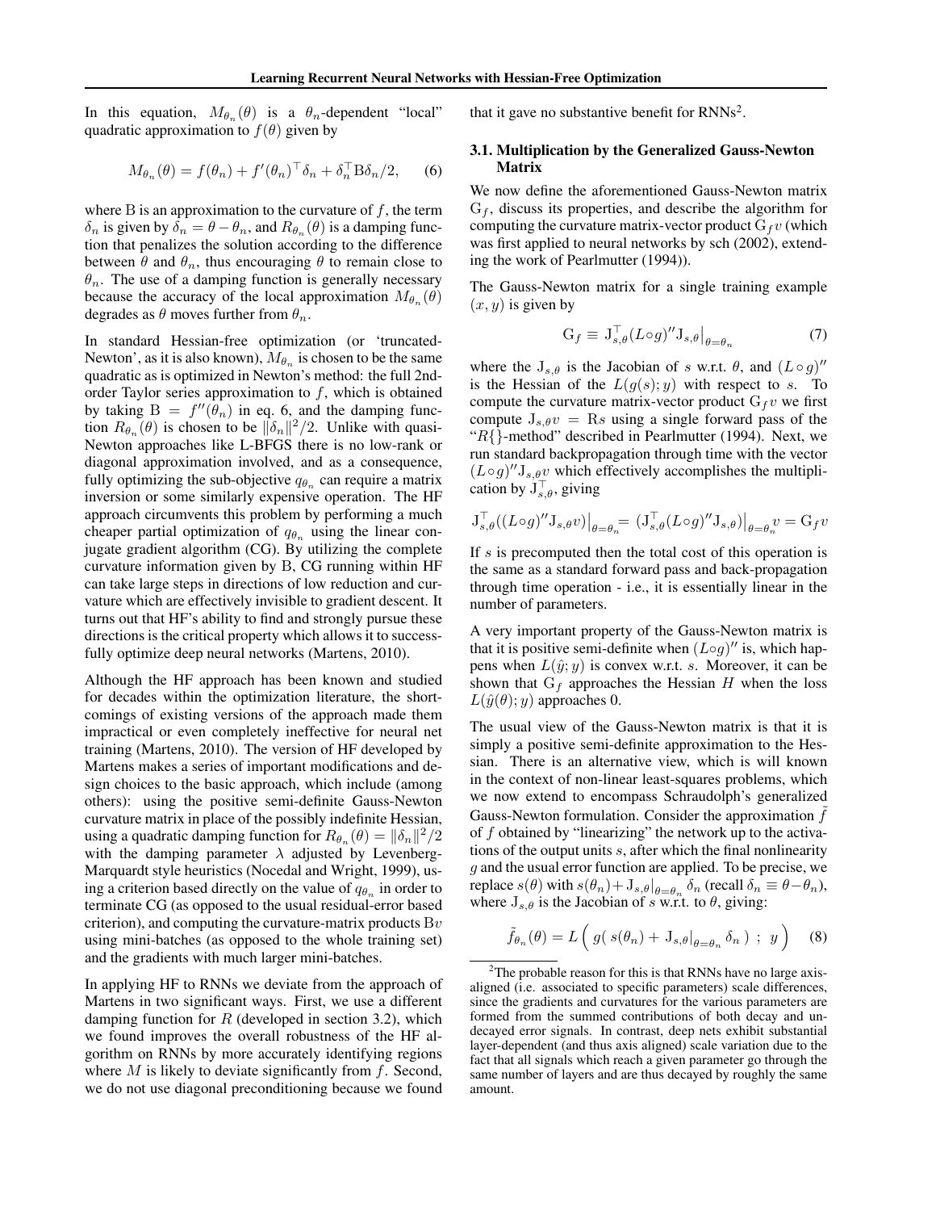In this equation, $M_{\theta_n}(\theta)$ is a $\theta_n$-dependent "local" quadratic approximation to $f(\theta)$ given by

$$M_{\theta_n}(\theta) = f(\theta_n) + f'(\theta_n)^\top \delta_n + \delta_n^\top \mathrm{B} \delta_n / 2, \qquad (6)$$

where $\mathrm{B}$ is an approximation to the curvature of $f$, the term $\delta_n$ is given by $\delta_n = \theta - \theta_n$, and $R_{\theta_n}(\theta)$ is a damping function that penalizes the solution according to the difference between $\theta$ and $\theta_n$, thus encouraging $\theta$ to remain close to $\theta_n$. The use of a damping function is generally necessary because the accuracy of the local approximation $M_{\theta_n}(\theta)$ degrades as $\theta$ moves further from $\theta_n$.

In standard Hessian-free optimization (or 'truncated-Newton', as it is also known), $M_{\theta_n}$ is chosen to be the same quadratic as is optimized in Newton's method: the full 2nd-order Taylor series approximation to $f$, which is obtained by taking $\mathrm{B} = f''(\theta_n)$ in eq. 6, and the damping function $R_{\theta_n}(\theta)$ is chosen to be $\|\delta_n\|^2/2$. Unlike with quasi-Newton approaches like L-BFGS there is no low-rank or diagonal approximation involved, and as a consequence, fully optimizing the sub-objective $q_{\theta_n}$ can require a matrix inversion or some similarly expensive operation. The HF approach circumvents this problem by performing a much cheaper partial optimization of $q_{\theta_n}$ using the linear conjugate gradient algorithm (CG). By utilizing the complete curvature information given by $\mathrm{B}$, CG running within HF can take large steps in directions of low reduction and curvature which are effectively invisible to gradient descent. It turns out that HF's ability to find and strongly pursue these directions is the critical property which allows it to successfully optimize deep neural networks (Martens, 2010).

Although the HF approach has been known and studied for decades within the optimization literature, the shortcomings of existing versions of the approach made them impractical or even completely ineffective for neural net training (Martens, 2010). The version of HF developed by Martens makes a series of important modifications and design choices to the basic approach, which include (among others): using the positive semi-definite Gauss-Newton curvature matrix in place of the possibly indefinite Hessian, using a quadratic damping function for $R_{\theta_n}(\theta) = \|\delta_n\|^2/2$ with the damping parameter $\lambda$ adjusted by Levenberg-Marquardt style heuristics (Nocedal and Wright, 1999), using a criterion based directly on the value of $q_{\theta_n}$ in order to terminate CG (as opposed to the usual residual-error based criterion), and computing the curvature-matrix products $\mathrm{B}v$ using mini-batches (as opposed to the whole training set) and the gradients with much larger mini-batches.

In applying HF to RNNs we deviate from the approach of Martens in two significant ways. First, we use a different damping function for $R$ (developed in section 3.2), which we found improves the overall robustness of the HF algorithm on RNNs by more accurately identifying regions where $M$ is likely to deviate significantly from $f$. Second, we do not use diagonal preconditioning because we found that it gave no substantive benefit for RNNs[2].

### 3.1. Multiplication by the Generalized Gauss-Newton Matrix

We now define the aforementioned Gauss-Newton matrix $\mathrm{G}_f$, discuss its properties, and describe the algorithm for computing the curvature matrix-vector product $\mathrm{G}_f v$ (which was first applied to neural networks by sch (2002), extending the work of Pearlmutter (1994)).

The Gauss-Newton matrix for a single training example $(x, y)$ is given by

$$\mathrm{G}_f \equiv \mathrm{J}_{s,\theta}^\top (L \circ g)'' \mathrm{J}_{s,\theta}\big|_{\theta=\theta_n} \qquad (7)$$

where the $\mathrm{J}_{s,\theta}$ is the Jacobian of $s$ w.r.t. $\theta$, and $(L \circ g)''$ is the Hessian of the $L(g(s); y)$ with respect to $s$. To compute the curvature matrix-vector product $\mathrm{G}_f v$ we first compute $\mathrm{J}_{s,\theta} v = \mathrm{R}s$ using a single forward pass of the "$R\{\}$-method" described in Pearlmutter (1994). Next, we run standard backpropagation through time with the vector $(L \circ g)'' \mathrm{J}_{s,\theta} v$ which effectively accomplishes the multiplication by $\mathrm{J}_{s,\theta}^\top$, giving

$$\mathrm{J}_{s,\theta}^\top ((L \circ g)'' \mathrm{J}_{s,\theta} v)\big|_{\theta=\theta_n} = (\mathrm{J}_{s,\theta}^\top (L \circ g)'' \mathrm{J}_{s,\theta})\big|_{\theta=\theta_n} v = \mathrm{G}_f v$$

If $s$ is precomputed then the total cost of this operation is the same as a standard forward pass and back-propagation through time operation - i.e., it is essentially linear in the number of parameters.

A very important property of the Gauss-Newton matrix is that it is positive semi-definite when $(L \circ g)''$ is, which happens when $L(\hat{y}; y)$ is convex w.r.t. $s$. Moreover, it can be shown that $\mathrm{G}_f$ approaches the Hessian $H$ when the loss $L(\hat{y}(\theta); y)$ approaches 0.

The usual view of the Gauss-Newton matrix is that it is simply a positive semi-definite approximation to the Hessian. There is an alternative view, which is will known in the context of non-linear least-squares problems, which we now extend to encompass Schraudolph's generalized Gauss-Newton formulation. Consider the approximation $\tilde{f}$ of $f$ obtained by "linearizing" the network up to the activations of the output units $s$, after which the final nonlinearity $g$ and the usual error function are applied. To be precise, we replace $s(\theta)$ with $s(\theta_n) + \mathrm{J}_{s,\theta}|_{\theta=\theta_n} \delta_n$ (recall $\delta_n \equiv \theta - \theta_n$), where $\mathrm{J}_{s,\theta}$ is the Jacobian of $s$ w.r.t. to $\theta$, giving:

$$\tilde{f}_{\theta_n}(\theta) = L\left( g(\, s(\theta_n) + \mathrm{J}_{s,\theta}|_{\theta=\theta_n} \delta_n \,) \;;\; y \right) \qquad (8)$$

[2] The probable reason for this is that RNNs have no large axis-aligned (i.e. associated to specific parameters) scale differences, since the gradients and curvatures for the various parameters are formed from the summed contributions of both decay and undecayed error signals. In contrast, deep nets exhibit substantial layer-dependent (and thus axis aligned) scale variation due to the fact that all signals which reach a given parameter go through the same number of layers and are thus decayed by roughly the same amount.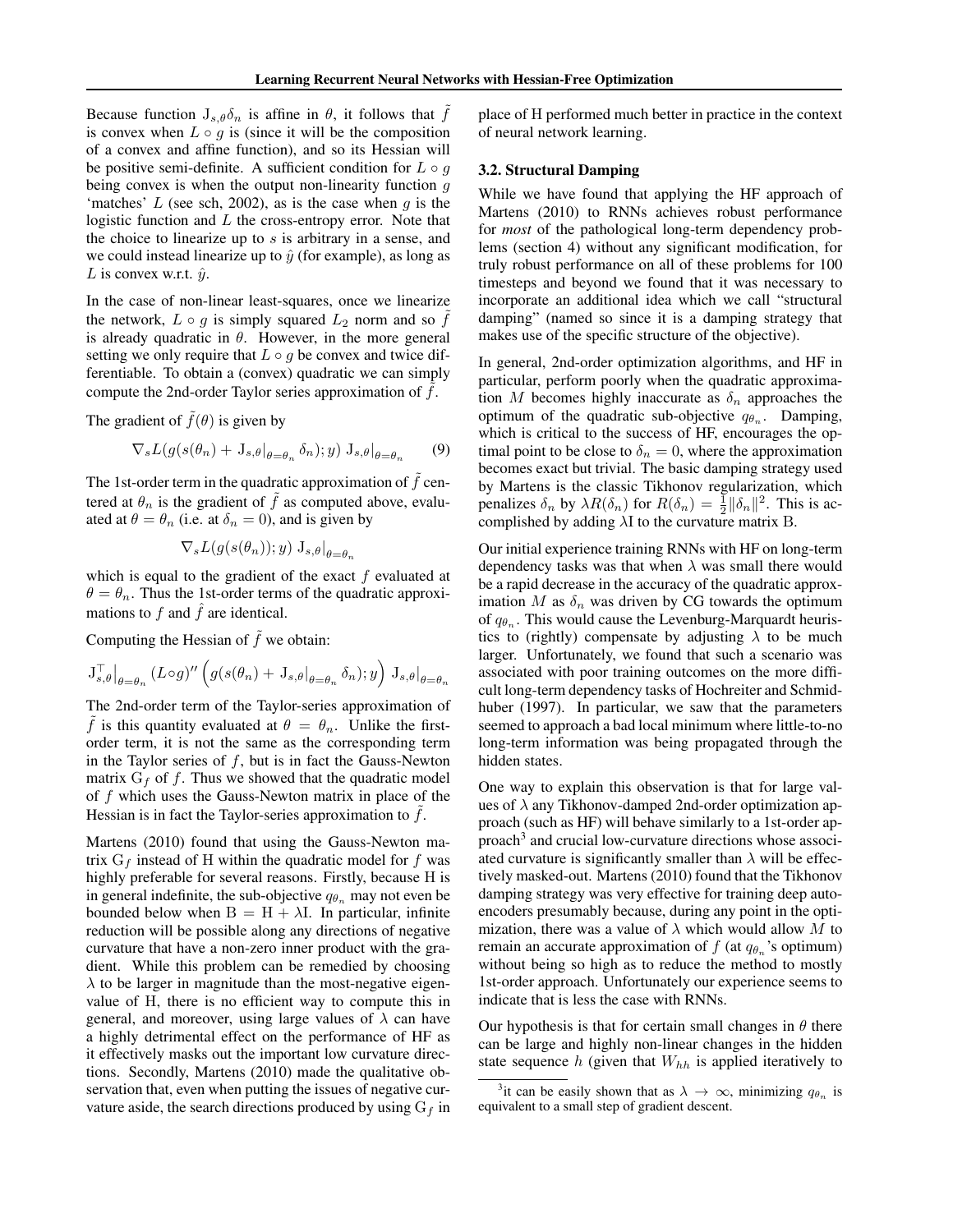Because function $J_{s,\theta}\delta_n$ is affine in $\theta$, it follows that $\tilde{f}$ is convex when $L \circ g$ is (since it will be the composition of a convex and affine function), and so its Hessian will be positive semi-definite. A sufficient condition for $L \circ g$ being convex is when the output non-linearity function $g$ 'matches' $L$ (see sch, 2002), as is the case when $g$ is the logistic function and $L$ the cross-entropy error. Note that the choice to linearize up to $s$ is arbitrary in a sense, and we could instead linearize up to $\hat{y}$ (for example), as long as $L$ is convex w.r.t. $\hat{y}$.

In the case of non-linear least-squares, once we linearize the network, $L \circ g$ is simply squared $L_2$ norm and so $\tilde{f}$ is already quadratic in $\theta$. However, in the more general setting we only require that $L \circ g$ be convex and twice differentiable. To obtain a (convex) quadratic we can simply compute the 2nd-order Taylor series approximation of $\tilde{f}$.

The gradient of $\tilde{f}(\theta)$ is given by

$$\nabla_s L(g(s(\theta_n) + J_{s,\theta}|_{\theta=\theta_n} \delta_n); y) \; J_{s,\theta}|_{\theta=\theta_n} \tag{9}$$

The 1st-order term in the quadratic approximation of $\tilde{f}$ centered at $\theta_n$ is the gradient of $\tilde{f}$ as computed above, evaluated at $\theta = \theta_n$ (i.e. at $\delta_n = 0$), and is given by

$$\nabla_s L(g(s(\theta_n)); y) \; J_{s,\theta}|_{\theta=\theta_n}$$

which is equal to the gradient of the exact $f$ evaluated at $\theta = \theta_n$. Thus the 1st-order terms of the quadratic approximations to $f$ and $\hat{f}$ are identical.

Computing the Hessian of $\tilde{f}$ we obtain:

$$J_{s,\theta}^\top\big|_{\theta=\theta_n} (L \circ g)'' \Big( g(s(\theta_n) + J_{s,\theta}|_{\theta=\theta_n} \delta_n); y \Big) \; J_{s,\theta}|_{\theta=\theta_n}$$

The 2nd-order term of the Taylor-series approximation of $\tilde{f}$ is this quantity evaluated at $\theta = \theta_n$. Unlike the first-order term, it is not the same as the corresponding term in the Taylor series of $f$, but is in fact the Gauss-Newton matrix $G_f$ of $f$. Thus we showed that the quadratic model of $f$ which uses the Gauss-Newton matrix in place of the Hessian is in fact the Taylor-series approximation to $\tilde{f}$.

Martens (2010) found that using the Gauss-Newton matrix $G_f$ instead of H within the quadratic model for $f$ was highly preferable for several reasons. Firstly, because H is in general indefinite, the sub-objective $q_{\theta_n}$ may not even be bounded below when $B = H + \lambda I$. In particular, infinite reduction will be possible along any directions of negative curvature that have a non-zero inner product with the gradient. While this problem can be remedied by choosing $\lambda$ to be larger in magnitude than the most-negative eigenvalue of H, there is no efficient way to compute this in general, and moreover, using large values of $\lambda$ can have a highly detrimental effect on the performance of HF as it effectively masks out the important low curvature directions. Secondly, Martens (2010) made the qualitative observation that, even when putting the issues of negative curvature aside, the search directions produced by using $G_f$ in place of H performed much better in practice in the context of neural network learning.

### 3.2. Structural Damping

While we have found that applying the HF approach of Martens (2010) to RNNs achieves robust performance for *most* of the pathological long-term dependency problems (section 4) without any significant modification, for truly robust performance on all of these problems for 100 timesteps and beyond we found that it was necessary to incorporate an additional idea which we call "structural damping" (named so since it is a damping strategy that makes use of the specific structure of the objective).

In general, 2nd-order optimization algorithms, and HF in particular, perform poorly when the quadratic approximation $M$ becomes highly inaccurate as $\delta_n$ approaches the optimum of the quadratic sub-objective $q_{\theta_n}$. Damping, which is critical to the success of HF, encourages the optimal point to be close to $\delta_n = 0$, where the approximation becomes exact but trivial. The basic damping strategy used by Martens is the classic Tikhonov regularization, which penalizes $\delta_n$ by $\lambda R(\delta_n)$ for $R(\delta_n) = \frac{1}{2}\|\delta_n\|^2$. This is accomplished by adding $\lambda I$ to the curvature matrix B.

Our initial experience training RNNs with HF on long-term dependency tasks was that when $\lambda$ was small there would be a rapid decrease in the accuracy of the quadratic approximation $M$ as $\delta_n$ was driven by CG towards the optimum of $q_{\theta_n}$. This would cause the Levenburg-Marquardt heuristics to (rightly) compensate by adjusting $\lambda$ to be much larger. Unfortunately, we found that such a scenario was associated with poor training outcomes on the more difficult long-term dependency tasks of Hochreiter and Schmidhuber (1997). In particular, we saw that the parameters seemed to approach a bad local minimum where little-to-no long-term information was being propagated through the hidden states.

One way to explain this observation is that for large values of $\lambda$ any Tikhonov-damped 2nd-order optimization approach (such as HF) will behave similarly to a 1st-order approach[3] and crucial low-curvature directions whose associated curvature is significantly smaller than $\lambda$ will be effectively masked-out. Martens (2010) found that the Tikhonov damping strategy was very effective for training deep autoencoders presumably because, during any point in the optimization, there was a value of $\lambda$ which would allow $M$ to remain an accurate approximation of $f$ (at $q_{\theta_n}$'s optimum) without being so high as to reduce the method to mostly 1st-order approach. Unfortunately our experience seems to indicate that is less the case with RNNs.

Our hypothesis is that for certain small changes in $\theta$ there can be large and highly non-linear changes in the hidden state sequence $h$ (given that $W_{hh}$ is applied iteratively to

[3] it can be easily shown that as $\lambda \to \infty$, minimizing $q_{\theta_n}$ is equivalent to a small step of gradient descent.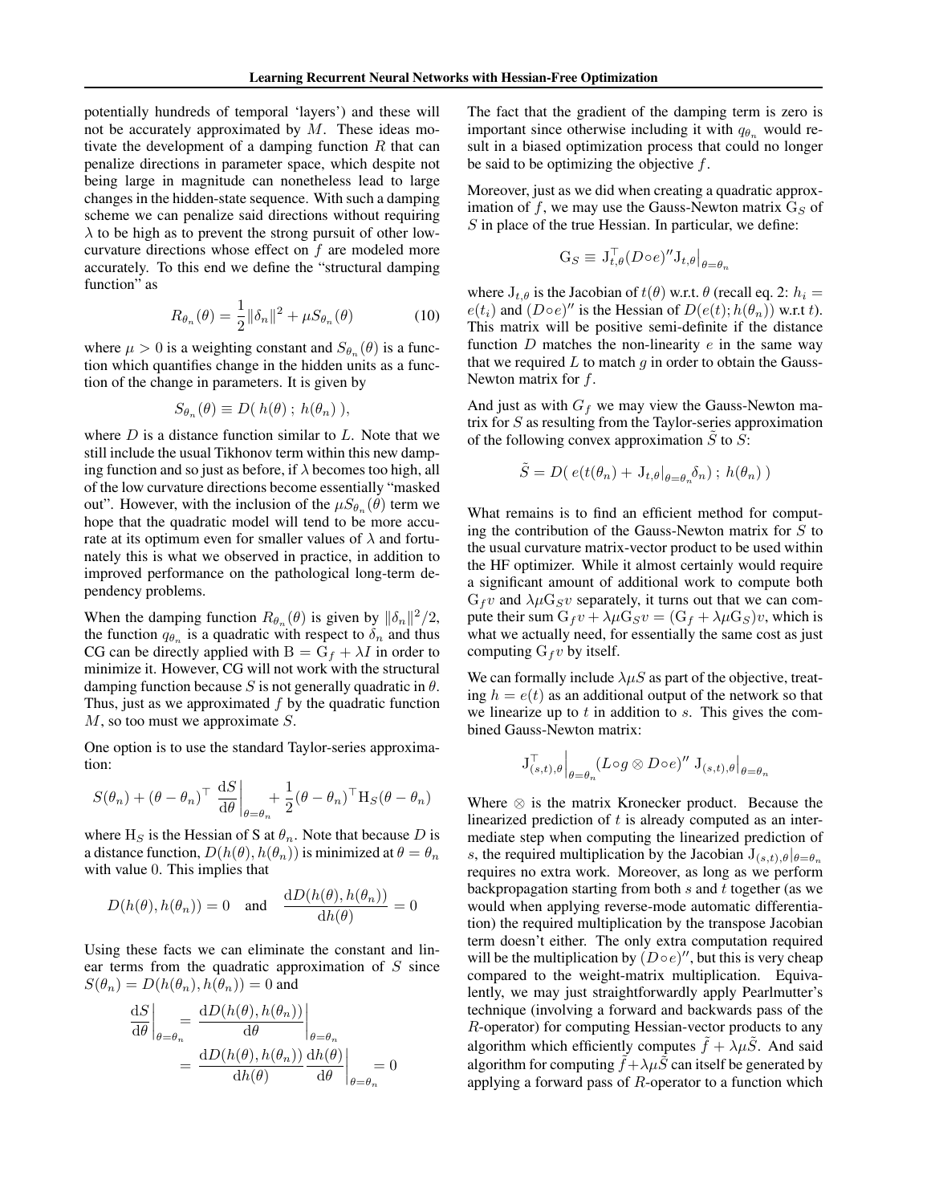potentially hundreds of temporal 'layers') and these will not be accurately approximated by $M$. These ideas motivate the development of a damping function $R$ that can penalize directions in parameter space, which despite not being large in magnitude can nonetheless lead to large changes in the hidden-state sequence. With such a damping scheme we can penalize said directions without requiring $\lambda$ to be high as to prevent the strong pursuit of other low-curvature directions whose effect on $f$ are modeled more accurately. To this end we define the "structural damping function" as

$$R_{\theta_n}(\theta) = \frac{1}{2}\|\delta_n\|^2 + \mu S_{\theta_n}(\theta) \tag{10}$$

where $\mu > 0$ is a weighting constant and $S_{\theta_n}(\theta)$ is a function which quantifies change in the hidden units as a function of the change in parameters. It is given by

$$S_{\theta_n}(\theta) \equiv D(\, h(\theta)\,;\, h(\theta_n)\,),$$

where $D$ is a distance function similar to $L$. Note that we still include the usual Tikhonov term within this new damping function and so just as before, if $\lambda$ becomes too high, all of the low curvature directions become essentially "masked out". However, with the inclusion of the $\mu S_{\theta_n}(\theta)$ term we hope that the quadratic model will tend to be more accurate at its optimum even for smaller values of $\lambda$ and fortunately this is what we observed in practice, in addition to improved performance on the pathological long-term dependency problems.

When the damping function $R_{\theta_n}(\theta)$ is given by $\|\delta_n\|^2/2$, the function $q_{\theta_n}$ is a quadratic with respect to $\delta_n$ and thus CG can be directly applied with $\mathrm{B} = \mathrm{G}_f + \lambda I$ in order to minimize it. However, CG will not work with the structural damping function because $S$ is not generally quadratic in $\theta$. Thus, just as we approximated $f$ by the quadratic function $M$, so too must we approximate $S$.

One option is to use the standard Taylor-series approximation:

$$S(\theta_n) + (\theta - \theta_n)^\top \left.\frac{\mathrm{d}S}{\mathrm{d}\theta}\right|_{\theta=\theta_n} + \frac{1}{2}(\theta-\theta_n)^\top \mathrm{H}_S(\theta-\theta_n)$$

where $\mathrm{H}_S$ is the Hessian of S at $\theta_n$. Note that because $D$ is a distance function, $D(h(\theta), h(\theta_n))$ is minimized at $\theta = \theta_n$ with value 0. This implies that

$$D(h(\theta), h(\theta_n)) = 0 \quad \text{and} \quad \frac{\mathrm{d}D(h(\theta), h(\theta_n))}{\mathrm{d}h(\theta)} = 0$$

Using these facts we can eliminate the constant and linear terms from the quadratic approximation of $S$ since $S(\theta_n) = D(h(\theta_n), h(\theta_n)) = 0$ and

$$\begin{aligned}\left.\frac{\mathrm{d}S}{\mathrm{d}\theta}\right|_{\theta=\theta_n} &= \left.\frac{\mathrm{d}D(h(\theta), h(\theta_n))}{\mathrm{d}\theta}\right|_{\theta=\theta_n} \\ &= \left.\frac{\mathrm{d}D(h(\theta), h(\theta_n))}{\mathrm{d}h(\theta)}\frac{\mathrm{d}h(\theta)}{\mathrm{d}\theta}\right|_{\theta=\theta_n} = 0\end{aligned}$$

The fact that the gradient of the damping term is zero is important since otherwise including it with $q_{\theta_n}$ would result in a biased optimization process that could no longer be said to be optimizing the objective $f$.

Moreover, just as we did when creating a quadratic approximation of $f$, we may use the Gauss-Newton matrix $\mathrm{G}_S$ of $S$ in place of the true Hessian. In particular, we define:

$$\mathrm{G}_S \equiv \left.\mathrm{J}_{t,\theta}^\top (D\circ e)'' \mathrm{J}_{t,\theta}\right|_{\theta=\theta_n}$$

where $\mathrm{J}_{t,\theta}$ is the Jacobian of $t(\theta)$ w.r.t. $\theta$ (recall eq. 2: $h_i = e(t_i)$ and $(D\circ e)''$ is the Hessian of $D(e(t); h(\theta_n))$ w.r.t $t$). This matrix will be positive semi-definite if the distance function $D$ matches the non-linearity $e$ in the same way that we required $L$ to match $g$ in order to obtain the Gauss-Newton matrix for $f$.

And just as with $G_f$ we may view the Gauss-Newton matrix for $S$ as resulting from the Taylor-series approximation of the following convex approximation $\tilde{S}$ to $S$:

$$\tilde{S} = D(\, e(t(\theta_n) + \left.\mathrm{J}_{t,\theta}\right|_{\theta=\theta_n}\delta_n)\,;\, h(\theta_n)\,)$$

What remains is to find an efficient method for computing the contribution of the Gauss-Newton matrix for $S$ to the usual curvature matrix-vector product to be used within the HF optimizer. While it almost certainly would require a significant amount of additional work to compute both $\mathrm{G}_f v$ and $\lambda\mu\mathrm{G}_S v$ separately, it turns out that we can compute their sum $\mathrm{G}_f v + \lambda\mu\mathrm{G}_S v = (\mathrm{G}_f + \lambda\mu\mathrm{G}_S)v$, which is what we actually need, for essentially the same cost as just computing $\mathrm{G}_f v$ by itself.

We can formally include $\lambda\mu S$ as part of the objective, treating $h = e(t)$ as an additional output of the network so that we linearize up to $t$ in addition to $s$. This gives the combined Gauss-Newton matrix:

$$\left.\mathrm{J}_{(s,t),\theta}^\top\right|_{\theta=\theta_n} (L\circ g \otimes D\circ e)''\, \left.\mathrm{J}_{(s,t),\theta}\right|_{\theta=\theta_n}$$

Where $\otimes$ is the matrix Kronecker product. Because the linearized prediction of $t$ is already computed as an intermediate step when computing the linearized prediction of $s$, the required multiplication by the Jacobian $\left.\mathrm{J}_{(s,t),\theta}\right|_{\theta=\theta_n}$ requires no extra work. Moreover, as long as we perform backpropagation starting from both $s$ and $t$ together (as we would when applying reverse-mode automatic differentiation) the required multiplication by the transpose Jacobian term doesn't either. The only extra computation required will be the multiplication by $(D\circ e)''$, but this is very cheap compared to the weight-matrix multiplication. Equivalently, we may just straightforwardly apply Pearlmutter's technique (involving a forward and backwards pass of the $R$-operator) for computing Hessian-vector products to any algorithm which efficiently computes $\tilde{f} + \lambda\mu\tilde{S}$. And said algorithm for computing $\tilde{f} + \lambda\mu\tilde{S}$ can itself be generated by applying a forward pass of $R$-operator to a function which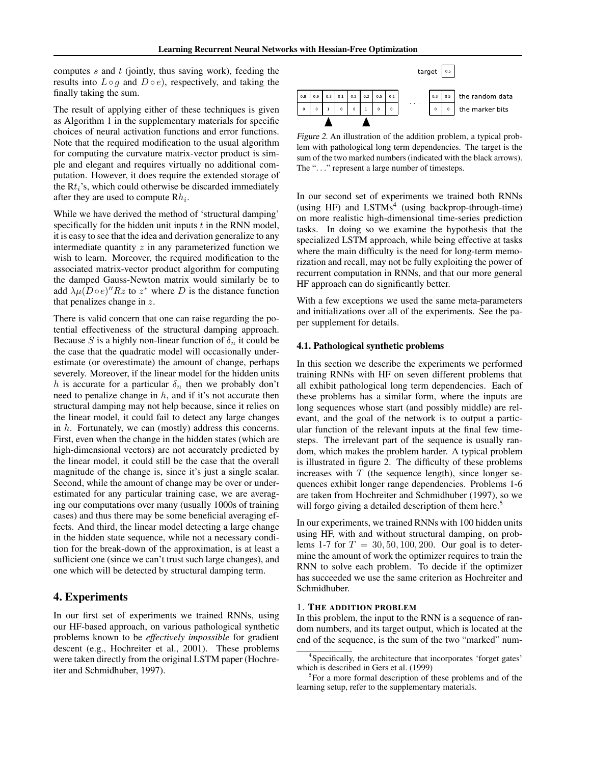computes $s$ and $t$ (jointly, thus saving work), feeding the results into $L \circ g$ and $D \circ e$), respectively, and taking the finally taking the sum.

The result of applying either of these techniques is given as Algorithm 1 in the supplementary materials for specific choices of neural activation functions and error functions. Note that the required modification to the usual algorithm for computing the curvature matrix-vector product is simple and elegant and requires virtually no additional computation. However, it does require the extended storage of the $\mathrm{R}t_i$'s, which could otherwise be discarded immediately after they are used to compute $\mathrm{R}h_i$.

While we have derived the method of 'structural damping' specifically for the hidden unit inputs $t$ in the RNN model, it is easy to see that the idea and derivation generalize to any intermediate quantity $z$ in any parameterized function we wish to learn. Moreover, the required modification to the associated matrix-vector product algorithm for computing the damped Gauss-Newton matrix would similarly be to add $\lambda\mu(D \circ e)'' Rz$ to $z^*$ where $D$ is the distance function that penalizes change in $z$.

There is valid concern that one can raise regarding the potential effectiveness of the structural damping approach. Because $S$ is a highly non-linear function of $\delta_n$ it could be the case that the quadratic model will occasionally underestimate (or overestimate) the amount of change, perhaps severely. Moreover, if the linear model for the hidden units $h$ is accurate for a particular $\delta_n$ then we probably don't need to penalize change in $h$, and if it's not accurate then structural damping may not help because, since it relies on the linear model, it could fail to detect any large changes in $h$. Fortunately, we can (mostly) address this concerns. First, even when the change in the hidden states (which are high-dimensional vectors) are not accurately predicted by the linear model, it could still be the case that the overall magnitude of the change is, since it's just a single scalar. Second, while the amount of change may be over or underestimated for any particular training case, we are averaging our computations over many (usually 1000s of training cases) and thus there may be some beneficial averaging effects. And third, the linear model detecting a large change in the hidden state sequence, while not a necessary condition for the break-down of the approximation, is at least a sufficient one (since we can't trust such large changes), and one which will be detected by structural damping term.

# 4. Experiments

In our first set of experiments we trained RNNs, using our HF-based approach, on various pathological synthetic problems known to be *effectively impossible* for gradient descent (e.g., Hochreiter et al., 2001). These problems were taken directly from the original LSTM paper (Hochreiter and Schmidhuber, 1997).

*Figure 2.* An illustration of the addition problem, a typical problem with pathological long term dependencies. The target is the sum of the two marked numbers (indicated with the black arrows). The "..." represent a large number of timesteps.

In our second set of experiments we trained both RNNs (using HF) and LSTMs[4] (using backprop-through-time) on more realistic high-dimensional time-series prediction tasks. In doing so we examine the hypothesis that the specialized LSTM approach, while being effective at tasks where the main difficulty is the need for long-term memorization and recall, may not be fully exploiting the power of recurrent computation in RNNs, and that our more general HF approach can do significantly better.

With a few exceptions we used the same meta-parameters and initializations over all of the experiments. See the paper supplement for details.

## 4.1. Pathological synthetic problems

In this section we describe the experiments we performed training RNNs with HF on seven different problems that all exhibit pathological long term dependencies. Each of these problems has a similar form, where the inputs are long sequences whose start (and possibly middle) are relevant, and the goal of the network is to output a particular function of the relevant inputs at the final few timesteps. The irrelevant part of the sequence is usually random, which makes the problem harder. A typical problem is illustrated in figure 2. The difficulty of these problems increases with $T$ (the sequence length), since longer sequences exhibit longer range dependencies. Problems 1-6 are taken from Hochreiter and Schmidhuber (1997), so we will forgo giving a detailed description of them here.[5]

In our experiments, we trained RNNs with 100 hidden units using HF, with and without structural damping, on problems 1-7 for $T = 30, 50, 100, 200$. Our goal is to determine the amount of work the optimizer requires to train the RNN to solve each problem. To decide if the optimizer has succeeded we use the same criterion as Hochreiter and Schmidhuber.

### 1. The addition problem

In this problem, the input to the RNN is a sequence of random numbers, and its target output, which is located at the end of the sequence, is the sum of the two "marked" num-

[4] Specifically, the architecture that incorporates 'forget gates' which is described in Gers et al. (1999)

[5] For a more formal description of these problems and of the learning setup, refer to the supplementary materials.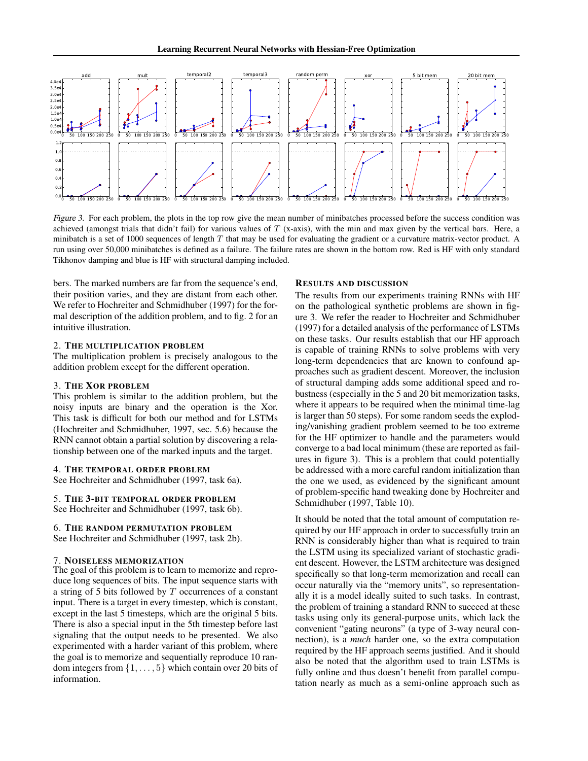*Figure 3.* For each problem, the plots in the top row give the mean number of minibatches processed before the success condition was achieved (amongst trials that didn't fail) for various values of $T$ (x-axis), with the min and max given by the vertical bars. Here, a minibatch is a set of 1000 sequences of length $T$ that may be used for evaluating the gradient or a curvature matrix-vector product. A run using over 50,000 minibatches is defined as a failure. The failure rates are shown in the bottom row. Red is HF with only standard Tikhonov damping and blue is HF with structural damping included.

bers. The marked numbers are far from the sequence's end, their position varies, and they are distant from each other. We refer to Hochreiter and Schmidhuber (1997) for the formal description of the addition problem, and to fig. 2 for an intuitive illustration.

### 2. The multiplication problem

The multiplication problem is precisely analogous to the addition problem except for the different operation.

### 3. The Xor problem

This problem is similar to the addition problem, but the noisy inputs are binary and the operation is the Xor. This task is difficult for both our method and for LSTMs (Hochreiter and Schmidhuber, 1997, sec. 5.6) because the RNN cannot obtain a partial solution by discovering a relationship between one of the marked inputs and the target.

### 4. The temporal order problem

See Hochreiter and Schmidhuber (1997, task 6a).

### 5. The 3-bit temporal order problem

See Hochreiter and Schmidhuber (1997, task 6b).

### 6. The random permutation problem

See Hochreiter and Schmidhuber (1997, task 2b).

### 7. Noiseless memorization

The goal of this problem is to learn to memorize and reproduce long sequences of bits. The input sequence starts with a string of 5 bits followed by $T$ occurrences of a constant input. There is a target in every timestep, which is constant, except in the last 5 timesteps, which are the original 5 bits. There is also a special input in the 5th timestep before last signaling that the output needs to be presented. We also experimented with a harder variant of this problem, where the goal is to memorize and sequentially reproduce 10 random integers from $\{1, \ldots, 5\}$ which contain over 20 bits of information.

## Results and discussion

The results from our experiments training RNNs with HF on the pathological synthetic problems are shown in figure 3. We refer the reader to Hochreiter and Schmidhuber (1997) for a detailed analysis of the performance of LSTMs on these tasks. Our results establish that our HF approach is capable of training RNNs to solve problems with very long-term dependencies that are known to confound approaches such as gradient descent. Moreover, the inclusion of structural damping adds some additional speed and robustness (especially in the 5 and 20 bit memorization tasks, where it appears to be required when the minimal time-lag is larger than 50 steps). For some random seeds the exploding/vanishing gradient problem seemed to be too extreme for the HF optimizer to handle and the parameters would converge to a bad local minimum (these are reported as failures in figure 3). This is a problem that could potentially be addressed with a more careful random initialization than the one we used, as evidenced by the significant amount of problem-specific hand tweaking done by Hochreiter and Schmidhuber (1997, Table 10).

It should be noted that the total amount of computation required by our HF approach in order to successfully train an RNN is considerably higher than what is required to train the LSTM using its specialized variant of stochastic gradient descent. However, the LSTM architecture was designed specifically so that long-term memorization and recall can occur naturally via the "memory units", so representationally it is a model ideally suited to such tasks. In contrast, the problem of training a standard RNN to succeed at these tasks using only its general-purpose units, which lack the convenient "gating neurons" (a type of 3-way neural connection), is a *much* harder one, so the extra computation required by the HF approach seems justified. And it should also be noted that the algorithm used to train LSTMs is fully online and thus doesn't benefit from parallel computation nearly as much as a semi-online approach such as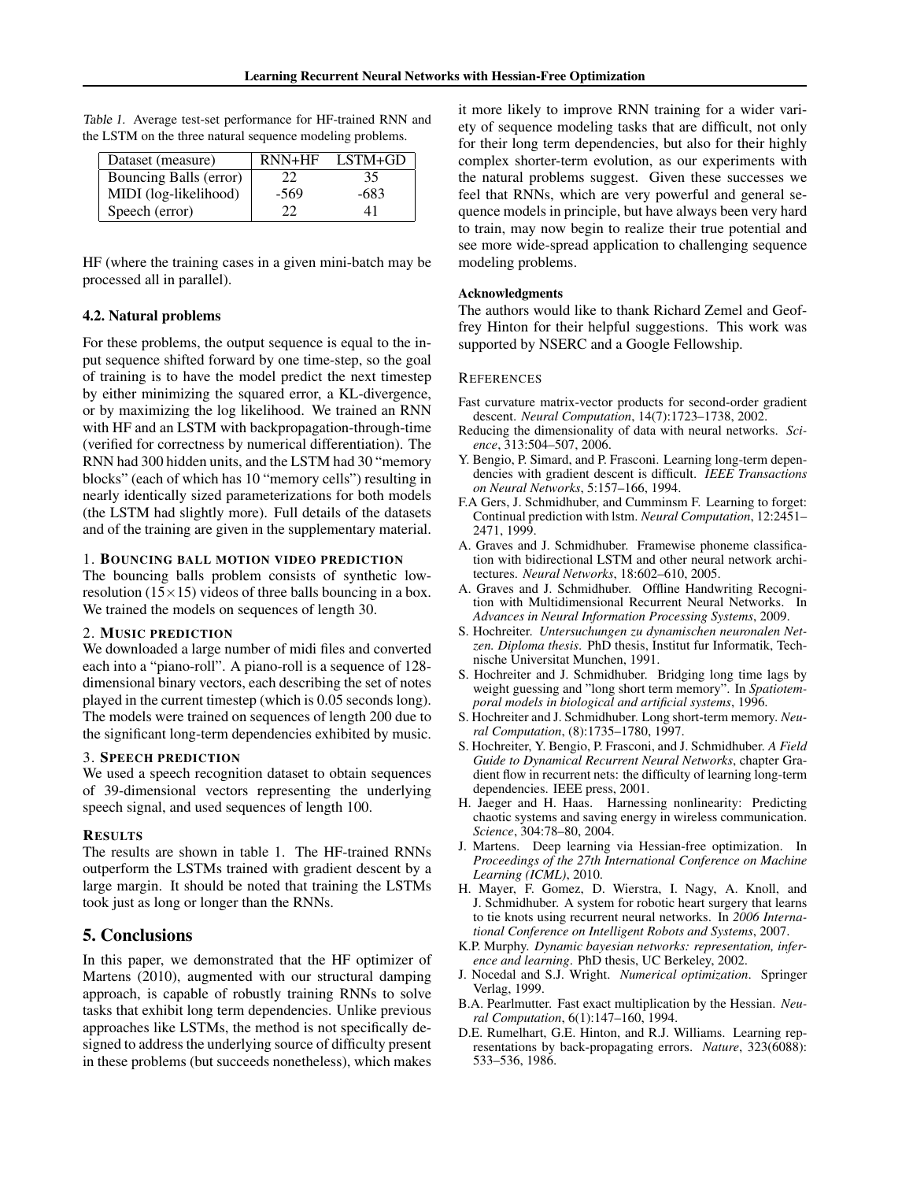Table 1. Average test-set performance for HF-trained RNN and the LSTM on the three natural sequence modeling problems.

| Dataset (measure) | RNN+HF | LSTM+GD |
|---|---|---|
| Bouncing Balls (error) | 22 | 35 |
| MIDI (log-likelihood) | -569 | -683 |
| Speech (error) | 22 | 41 |

HF (where the training cases in a given mini-batch may be processed all in parallel).

### 4.2. Natural problems

For these problems, the output sequence is equal to the input sequence shifted forward by one time-step, so the goal of training is to have the model predict the next timestep by either minimizing the squared error, a KL-divergence, or by maximizing the log likelihood. We trained an RNN with HF and an LSTM with backpropagation-through-time (verified for correctness by numerical differentiation). The RNN had 300 hidden units, and the LSTM had 30 "memory blocks" (each of which has 10 "memory cells") resulting in nearly identically sized parameterizations for both models (the LSTM had slightly more). Full details of the datasets and of the training are given in the supplementary material.

1. **BOUNCING BALL MOTION VIDEO PREDICTION**

The bouncing balls problem consists of synthetic low-resolution ($15 \times 15$) videos of three balls bouncing in a box. We trained the models on sequences of length 30.

2. **MUSIC PREDICTION**

We downloaded a large number of midi files and converted each into a "piano-roll". A piano-roll is a sequence of 128-dimensional binary vectors, each describing the set of notes played in the current timestep (which is 0.05 seconds long). The models were trained on sequences of length 200 due to the significant long-term dependencies exhibited by music.

3. **SPEECH PREDICTION**

We used a speech recognition dataset to obtain sequences of 39-dimensional vectors representing the underlying speech signal, and used sequences of length 100.

**RESULTS**

The results are shown in table 1. The HF-trained RNNs outperform the LSTMs trained with gradient descent by a large margin. It should be noted that training the LSTMs took just as long or longer than the RNNs.

## 5. Conclusions

In this paper, we demonstrated that the HF optimizer of Martens (2010), augmented with our structural damping approach, is capable of robustly training RNNs to solve tasks that exhibit long term dependencies. Unlike previous approaches like LSTMs, the method is not specifically designed to address the underlying source of difficulty present in these problems (but succeeds nonetheless), which makes it more likely to improve RNN training for a wider variety of sequence modeling tasks that are difficult, not only for their long term dependencies, but also for their highly complex shorter-term evolution, as our experiments with the natural problems suggest. Given these successes we feel that RNNs, which are very powerful and general sequence models in principle, but have always been very hard to train, may now begin to realize their true potential and see more wide-spread application to challenging sequence modeling problems.

**Acknowledgments**

The authors would like to thank Richard Zemel and Geoffrey Hinton for their helpful suggestions. This work was supported by NSERC and a Google Fellowship.

## REFERENCES

Fast curvature matrix-vector products for second-order gradient descent. *Neural Computation*, 14(7):1723–1738, 2002.

Reducing the dimensionality of data with neural networks. *Science*, 313:504–507, 2006.

Y. Bengio, P. Simard, and P. Frasconi. Learning long-term dependencies with gradient descent is difficult. *IEEE Transactions on Neural Networks*, 5:157–166, 1994.

F.A Gers, J. Schmidhuber, and Cumminsm F. Learning to forget: Continual prediction with lstm. *Neural Computation*, 12:2451–2471, 1999.

A. Graves and J. Schmidhuber. Framewise phoneme classification with bidirectional LSTM and other neural network architectures. *Neural Networks*, 18:602–610, 2005.

A. Graves and J. Schmidhuber. Offline Handwriting Recognition with Multidimensional Recurrent Neural Networks. In *Advances in Neural Information Processing Systems*, 2009.

S. Hochreiter. *Untersuchungen zu dynamischen neuronalen Netzen. Diploma thesis*. PhD thesis, Institut fur Informatik, Technische Universitat Munchen, 1991.

S. Hochreiter and J. Schmidhuber. Bridging long time lags by weight guessing and "long short term memory". In *Spatiotemporal models in biological and artificial systems*, 1996.

S. Hochreiter and J. Schmidhuber. Long short-term memory. *Neural Computation*, (8):1735–1780, 1997.

S. Hochreiter, Y. Bengio, P. Frasconi, and J. Schmidhuber. *A Field Guide to Dynamical Recurrent Neural Networks*, chapter Gradient flow in recurrent nets: the difficulty of learning long-term dependencies. IEEE press, 2001.

H. Jaeger and H. Haas. Harnessing nonlinearity: Predicting chaotic systems and saving energy in wireless communication. *Science*, 304:78–80, 2004.

J. Martens. Deep learning via Hessian-free optimization. In *Proceedings of the 27th International Conference on Machine Learning (ICML)*, 2010.

H. Mayer, F. Gomez, D. Wierstra, I. Nagy, A. Knoll, and J. Schmidhuber. A system for robotic heart surgery that learns to tie knots using recurrent neural networks. In *2006 International Conference on Intelligent Robots and Systems*, 2007.

K.P. Murphy. *Dynamic bayesian networks: representation, inference and learning*. PhD thesis, UC Berkeley, 2002.

J. Nocedal and S.J. Wright. *Numerical optimization*. Springer Verlag, 1999.

B.A. Pearlmutter. Fast exact multiplication by the Hessian. *Neural Computation*, 6(1):147–160, 1994.

D.E. Rumelhart, G.E. Hinton, and R.J. Williams. Learning representations by back-propagating errors. *Nature*, 323(6088): 533–536, 1986.